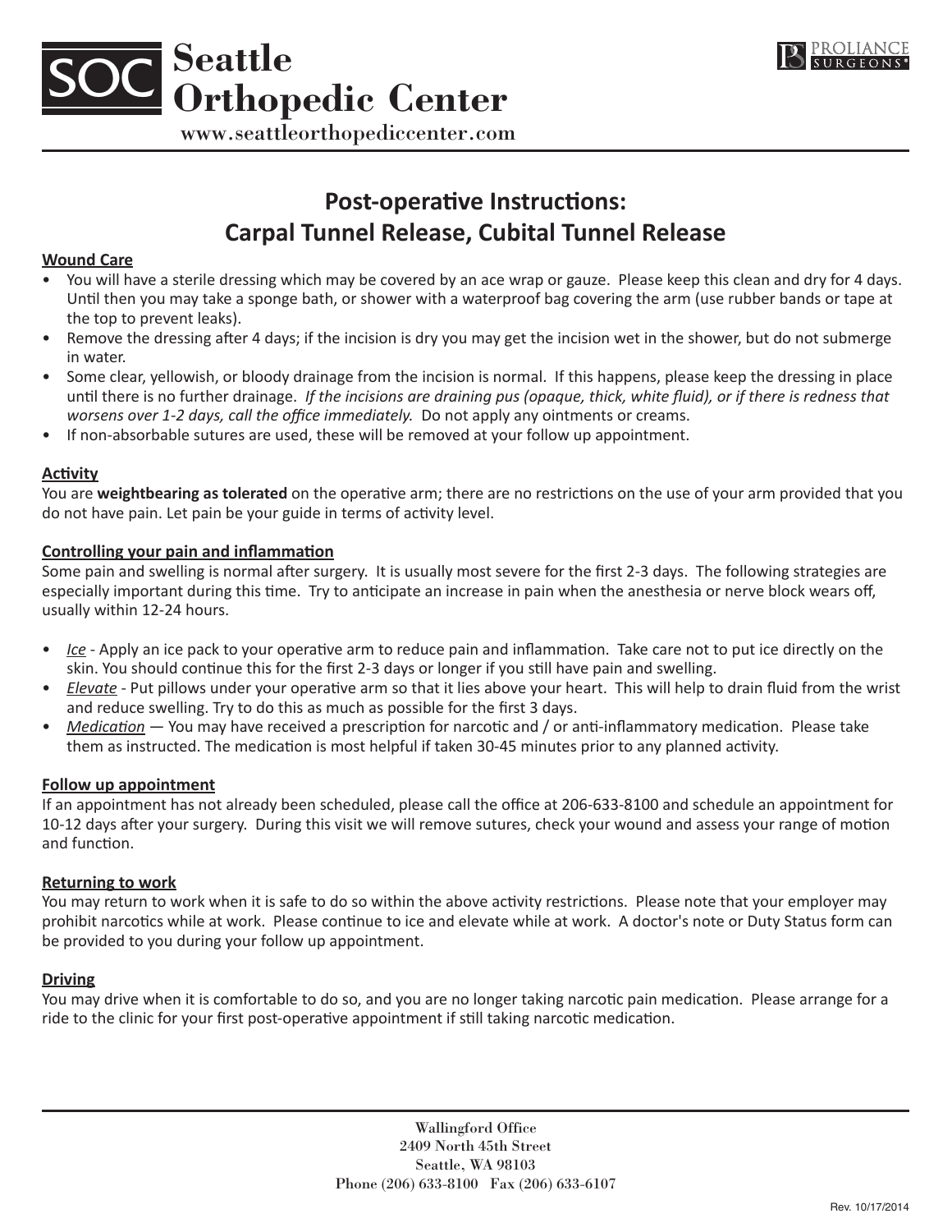# Seattle Orthopedic Center

www.seattleorthopediccenter.com

## Post-operative Instructions: Carpal Tunnel Release, Cubital Tunnel Release

**Wound Care**

- You will have a sterile dressing which may be covered by an ace wrap or gauze. Please keep this clean and dry for 4 days. Until then you may take a sponge bath, or shower with a waterproof bag covering the arm (use rubber bands or tape at the top to prevent leaks).
- Remove the dressing after 4 days; if the incision is dry you may get the incision wet in the shower, but do not submerge in water.
- Some clear, yellowish, or bloody drainage from the incision is normal. If this happens, please keep the dressing in place until there is no further drainage. *If the incisions are draining pus (opaque, thick, white fluid), or if there is redness that worsens over 1-2 days, call the office immediately.* Do not apply any ointments or creams.
- If non-absorbable sutures are used, these will be removed at your follow up appointment.

**Activity**

You are **weightbearing as tolerated** on the operative arm; there are no restrictions on the use of your arm provided that you do not have pain. Let pain be your guide in terms of activity level.

**Controlling your pain and inflammation**

Some pain and swelling is normal after surgery. It is usually most severe for the first 2-3 days. The following strategies are especially important during this time. Try to anticipate an increase in pain when the anesthesia or nerve block wears off, usually within 12-24 hours.

- *Ice* - Apply an ice pack to your operative arm to reduce pain and inflammation. Take care not to put ice directly on the skin. You should continue this for the first 2-3 days or longer if you still have pain and swelling.
- *Elevate* - Put pillows under your operative arm so that it lies above your heart. This will help to drain fluid from the wrist and reduce swelling. Try to do this as much as possible for the first 3 days.
- *Medication* — You may have received a prescription for narcotic and / or anti-inflammatory medication. Please take them as instructed. The medication is most helpful if taken 30-45 minutes prior to any planned activity.

**Follow up appointment**

If an appointment has not already been scheduled, please call the office at 206-633-8100 and schedule an appointment for 10-12 days after your surgery. During this visit we will remove sutures, check your wound and assess your range of motion and function.

**Returning to work**

You may return to work when it is safe to do so within the above activity restrictions. Please note that your employer may prohibit narcotics while at work. Please continue to ice and elevate while at work. A doctor's note or Duty Status form can be provided to you during your follow up appointment.

**Driving**

You may drive when it is comfortable to do so, and you are no longer taking narcotic pain medication. Please arrange for a ride to the clinic for your first post-operative appointment if still taking narcotic medication.

Wallingford Office
2409 North 45th Street
Seattle, WA 98103
Phone (206) 633-8100 Fax (206) 633-6107

Rev. 10/17/2014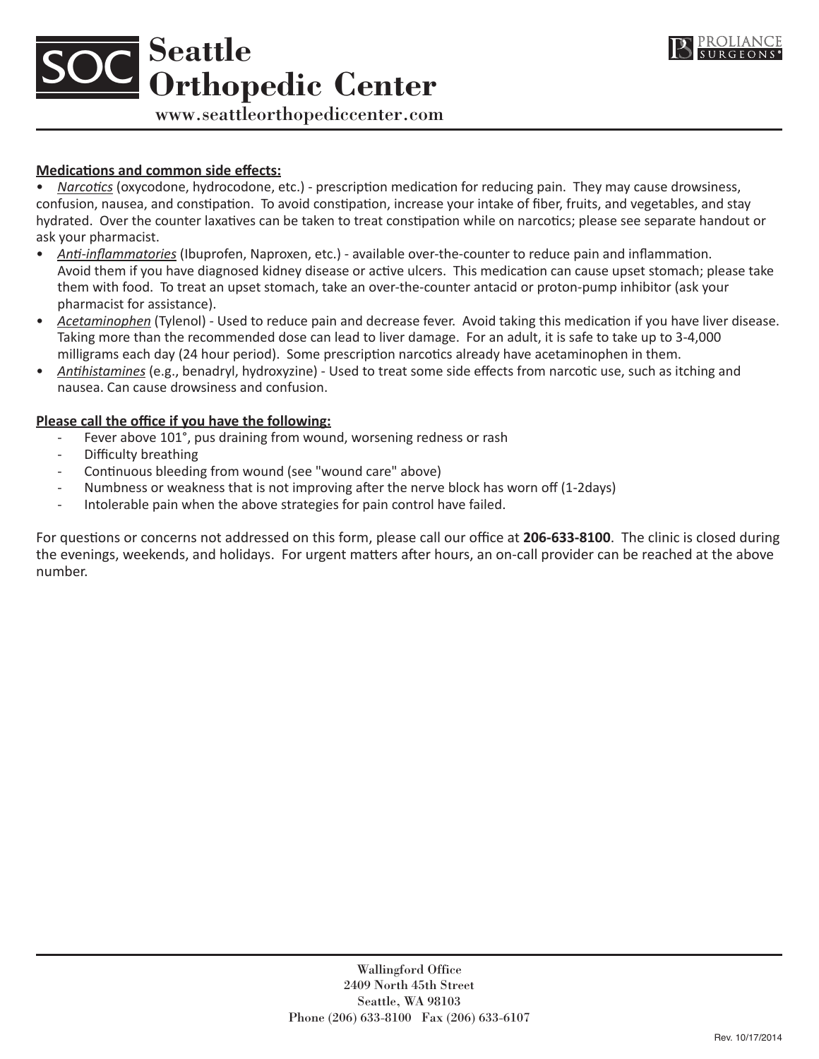**Medications and common side effects:**

- *Narcotics* (oxycodone, hydrocodone, etc.) - prescription medication for reducing pain. They may cause drowsiness, confusion, nausea, and constipation. To avoid constipation, increase your intake of fiber, fruits, and vegetables, and stay hydrated. Over the counter laxatives can be taken to treat constipation while on narcotics; please see separate handout or ask your pharmacist.
- *Anti-inflammatories* (Ibuprofen, Naproxen, etc.) - available over-the-counter to reduce pain and inflammation. Avoid them if you have diagnosed kidney disease or active ulcers. This medication can cause upset stomach; please take them with food. To treat an upset stomach, take an over-the-counter antacid or proton-pump inhibitor (ask your pharmacist for assistance).
- *Acetaminophen* (Tylenol) - Used to reduce pain and decrease fever. Avoid taking this medication if you have liver disease. Taking more than the recommended dose can lead to liver damage. For an adult, it is safe to take up to 3-4,000 milligrams each day (24 hour period). Some prescription narcotics already have acetaminophen in them.
- *Antihistamines* (e.g., benadryl, hydroxyzine) - Used to treat some side effects from narcotic use, such as itching and nausea. Can cause drowsiness and confusion.

**Please call the office if you have the following:**

- Fever above 101°, pus draining from wound, worsening redness or rash
- Difficulty breathing
- Continuous bleeding from wound (see "wound care" above)
- Numbness or weakness that is not improving after the nerve block has worn off (1-2days)
- Intolerable pain when the above strategies for pain control have failed.

For questions or concerns not addressed on this form, please call our office at **206-633-8100**. The clinic is closed during the evenings, weekends, and holidays. For urgent matters after hours, an on-call provider can be reached at the above number.